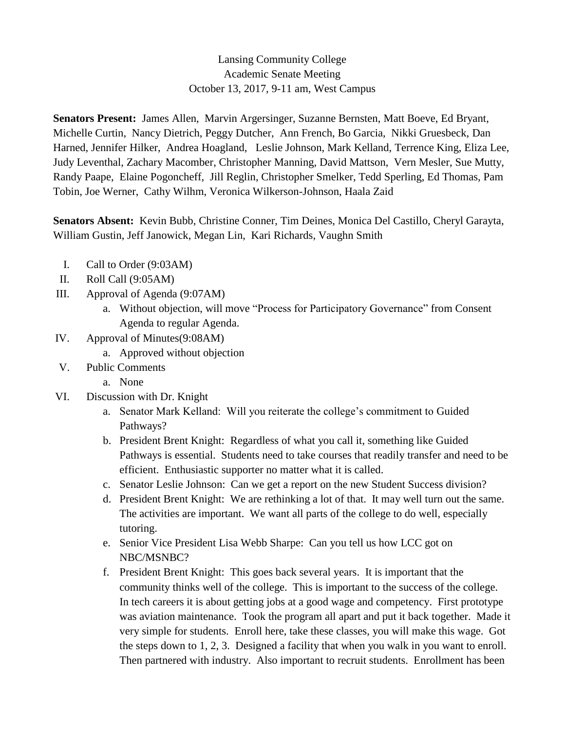Lansing Community College
Academic Senate Meeting
October 13, 2017, 9-11 am, West Campus

**Senators Present:** James Allen, Marvin Argersinger, Suzanne Bernsten, Matt Boeve, Ed Bryant, Michelle Curtin, Nancy Dietrich, Peggy Dutcher, Ann French, Bo Garcia, Nikki Gruesbeck, Dan Harned, Jennifer Hilker, Andrea Hoagland, Leslie Johnson, Mark Kelland, Terrence King, Eliza Lee, Judy Leventhal, Zachary Macomber, Christopher Manning, David Mattson, Vern Mesler, Sue Mutty, Randy Paape, Elaine Pogoncheff, Jill Reglin, Christopher Smelker, Tedd Sperling, Ed Thomas, Pam Tobin, Joe Werner, Cathy Wilhm, Veronica Wilkerson-Johnson, Haala Zaid

**Senators Absent:** Kevin Bubb, Christine Conner, Tim Deines, Monica Del Castillo, Cheryl Garayta, William Gustin, Jeff Janowick, Megan Lin, Kari Richards, Vaughn Smith

I. Call to Order (9:03AM)
II. Roll Call (9:05AM)
III. Approval of Agenda (9:07AM)
    a. Without objection, will move "Process for Participatory Governance" from Consent Agenda to regular Agenda.
IV. Approval of Minutes(9:08AM)
    a. Approved without objection
V. Public Comments
    a. None
VI. Discussion with Dr. Knight
    a. Senator Mark Kelland: Will you reiterate the college's commitment to Guided Pathways?
    b. President Brent Knight: Regardless of what you call it, something like Guided Pathways is essential. Students need to take courses that readily transfer and need to be efficient. Enthusiastic supporter no matter what it is called.
    c. Senator Leslie Johnson: Can we get a report on the new Student Success division?
    d. President Brent Knight: We are rethinking a lot of that. It may well turn out the same. The activities are important. We want all parts of the college to do well, especially tutoring.
    e. Senior Vice President Lisa Webb Sharpe: Can you tell us how LCC got on NBC/MSNBC?
    f. President Brent Knight: This goes back several years. It is important that the community thinks well of the college. This is important to the success of the college. In tech careers it is about getting jobs at a good wage and competency. First prototype was aviation maintenance. Took the program all apart and put it back together. Made it very simple for students. Enroll here, take these classes, you will make this wage. Got the steps down to 1, 2, 3. Designed a facility that when you walk in you want to enroll. Then partnered with industry. Also important to recruit students. Enrollment has been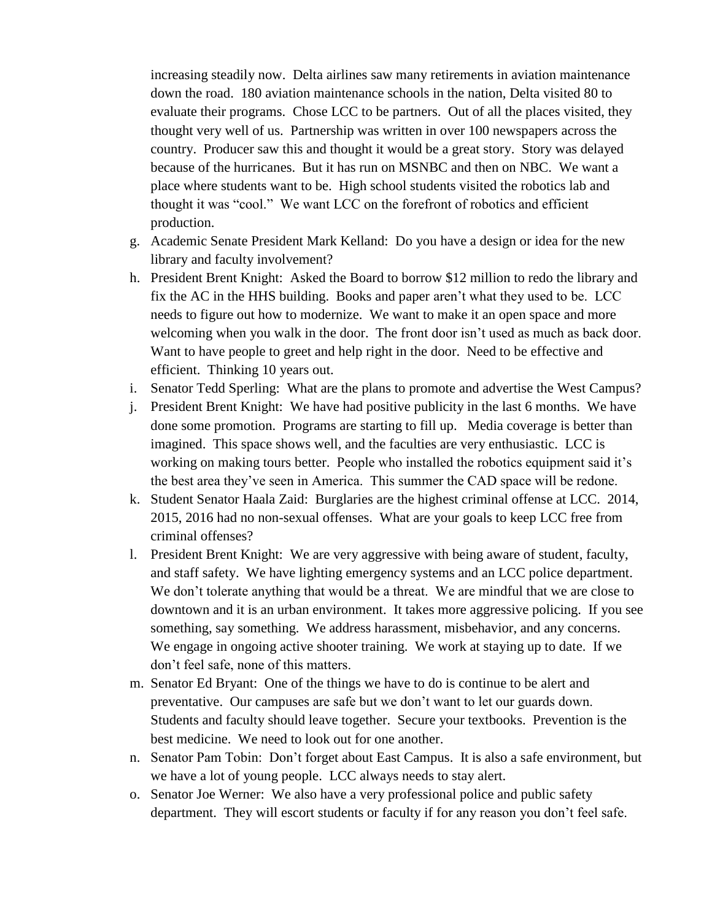increasing steadily now. Delta airlines saw many retirements in aviation maintenance down the road. 180 aviation maintenance schools in the nation, Delta visited 80 to evaluate their programs. Chose LCC to be partners. Out of all the places visited, they thought very well of us. Partnership was written in over 100 newspapers across the country. Producer saw this and thought it would be a great story. Story was delayed because of the hurricanes. But it has run on MSNBC and then on NBC. We want a place where students want to be. High school students visited the robotics lab and thought it was "cool." We want LCC on the forefront of robotics and efficient production.

g. Academic Senate President Mark Kelland: Do you have a design or idea for the new library and faculty involvement?
h. President Brent Knight: Asked the Board to borrow $12 million to redo the library and fix the AC in the HHS building. Books and paper aren't what they used to be. LCC needs to figure out how to modernize. We want to make it an open space and more welcoming when you walk in the door. The front door isn't used as much as back door. Want to have people to greet and help right in the door. Need to be effective and efficient. Thinking 10 years out.
i. Senator Tedd Sperling: What are the plans to promote and advertise the West Campus?
j. President Brent Knight: We have had positive publicity in the last 6 months. We have done some promotion. Programs are starting to fill up. Media coverage is better than imagined. This space shows well, and the faculties are very enthusiastic. LCC is working on making tours better. People who installed the robotics equipment said it's the best area they've seen in America. This summer the CAD space will be redone.
k. Student Senator Haala Zaid: Burglaries are the highest criminal offense at LCC. 2014, 2015, 2016 had no non-sexual offenses. What are your goals to keep LCC free from criminal offenses?
l. President Brent Knight: We are very aggressive with being aware of student, faculty, and staff safety. We have lighting emergency systems and an LCC police department. We don't tolerate anything that would be a threat. We are mindful that we are close to downtown and it is an urban environment. It takes more aggressive policing. If you see something, say something. We address harassment, misbehavior, and any concerns. We engage in ongoing active shooter training. We work at staying up to date. If we don't feel safe, none of this matters.
m. Senator Ed Bryant: One of the things we have to do is continue to be alert and preventative. Our campuses are safe but we don't want to let our guards down. Students and faculty should leave together. Secure your textbooks. Prevention is the best medicine. We need to look out for one another.
n. Senator Pam Tobin: Don't forget about East Campus. It is also a safe environment, but we have a lot of young people. LCC always needs to stay alert.
o. Senator Joe Werner: We also have a very professional police and public safety department. They will escort students or faculty if for any reason you don't feel safe.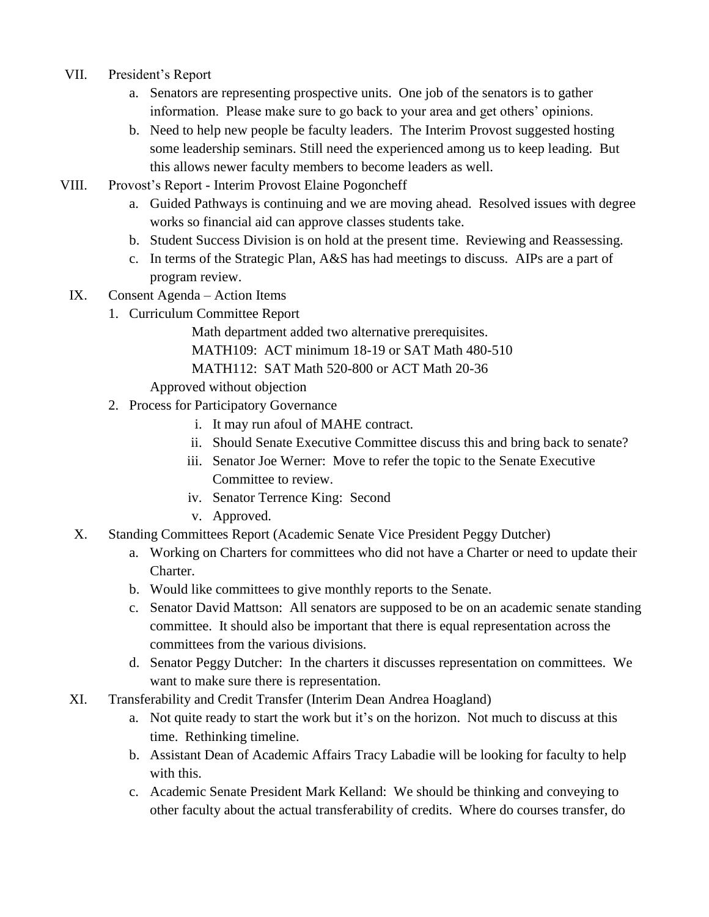VII. President's Report

   a. Senators are representing prospective units. One job of the senators is to gather information. Please make sure to go back to your area and get others' opinions.
   b. Need to help new people be faculty leaders. The Interim Provost suggested hosting some leadership seminars. Still need the experienced among us to keep leading. But this allows newer faculty members to become leaders as well.

VIII. Provost's Report - Interim Provost Elaine Pogoncheff

   a. Guided Pathways is continuing and we are moving ahead. Resolved issues with degree works so financial aid can approve classes students take.
   b. Student Success Division is on hold at the present time. Reviewing and Reassessing.
   c. In terms of the Strategic Plan, A&S has had meetings to discuss. AIPs are a part of program review.

IX. Consent Agenda – Action Items

   1. Curriculum Committee Report

      Math department added two alternative prerequisites.

      MATH109: ACT minimum 18-19 or SAT Math 480-510

      MATH112: SAT Math 520-800 or ACT Math 20-36

      Approved without objection

   2. Process for Participatory Governance

      i. It may run afoul of MAHE contract.
      ii. Should Senate Executive Committee discuss this and bring back to senate?
      iii. Senator Joe Werner: Move to refer the topic to the Senate Executive Committee to review.
      iv. Senator Terrence King: Second
      v. Approved.

X. Standing Committees Report (Academic Senate Vice President Peggy Dutcher)

   a. Working on Charters for committees who did not have a Charter or need to update their Charter.
   b. Would like committees to give monthly reports to the Senate.
   c. Senator David Mattson: All senators are supposed to be on an academic senate standing committee. It should also be important that there is equal representation across the committees from the various divisions.
   d. Senator Peggy Dutcher: In the charters it discusses representation on committees. We want to make sure there is representation.

XI. Transferability and Credit Transfer (Interim Dean Andrea Hoagland)

   a. Not quite ready to start the work but it's on the horizon. Not much to discuss at this time. Rethinking timeline.
   b. Assistant Dean of Academic Affairs Tracy Labadie will be looking for faculty to help with this.
   c. Academic Senate President Mark Kelland: We should be thinking and conveying to other faculty about the actual transferability of credits. Where do courses transfer, do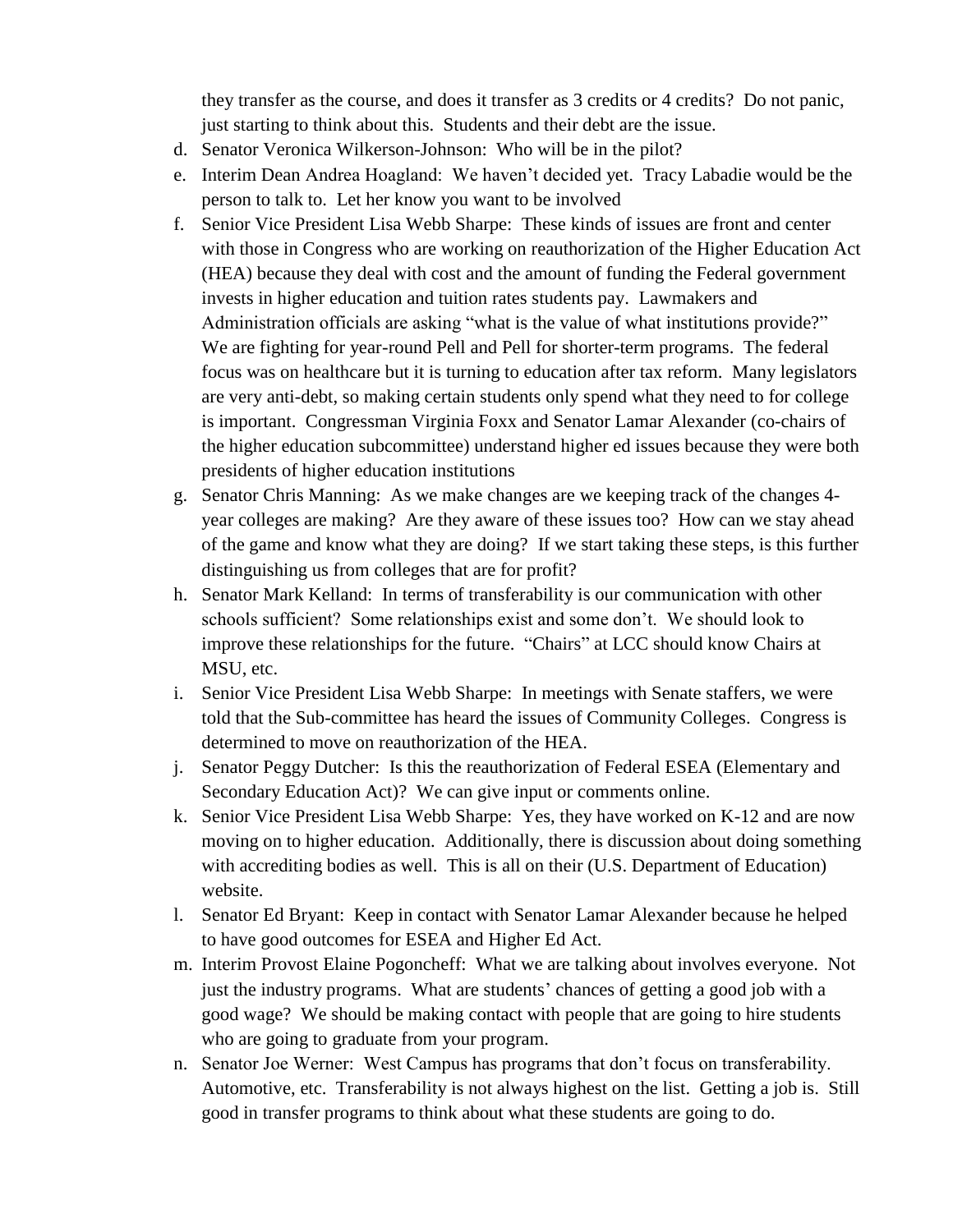they transfer as the course, and does it transfer as 3 credits or 4 credits? Do not panic, just starting to think about this. Students and their debt are the issue.

d. Senator Veronica Wilkerson-Johnson: Who will be in the pilot?
e. Interim Dean Andrea Hoagland: We haven't decided yet. Tracy Labadie would be the person to talk to. Let her know you want to be involved
f. Senior Vice President Lisa Webb Sharpe: These kinds of issues are front and center with those in Congress who are working on reauthorization of the Higher Education Act (HEA) because they deal with cost and the amount of funding the Federal government invests in higher education and tuition rates students pay. Lawmakers and Administration officials are asking "what is the value of what institutions provide?" We are fighting for year-round Pell and Pell for shorter-term programs. The federal focus was on healthcare but it is turning to education after tax reform. Many legislators are very anti-debt, so making certain students only spend what they need to for college is important. Congressman Virginia Foxx and Senator Lamar Alexander (co-chairs of the higher education subcommittee) understand higher ed issues because they were both presidents of higher education institutions
g. Senator Chris Manning: As we make changes are we keeping track of the changes 4-year colleges are making? Are they aware of these issues too? How can we stay ahead of the game and know what they are doing? If we start taking these steps, is this further distinguishing us from colleges that are for profit?
h. Senator Mark Kelland: In terms of transferability is our communication with other schools sufficient? Some relationships exist and some don't. We should look to improve these relationships for the future. "Chairs" at LCC should know Chairs at MSU, etc.
i. Senior Vice President Lisa Webb Sharpe: In meetings with Senate staffers, we were told that the Sub-committee has heard the issues of Community Colleges. Congress is determined to move on reauthorization of the HEA.
j. Senator Peggy Dutcher: Is this the reauthorization of Federal ESEA (Elementary and Secondary Education Act)? We can give input or comments online.
k. Senior Vice President Lisa Webb Sharpe: Yes, they have worked on K-12 and are now moving on to higher education. Additionally, there is discussion about doing something with accrediting bodies as well. This is all on their (U.S. Department of Education) website.
l. Senator Ed Bryant: Keep in contact with Senator Lamar Alexander because he helped to have good outcomes for ESEA and Higher Ed Act.
m. Interim Provost Elaine Pogoncheff: What we are talking about involves everyone. Not just the industry programs. What are students' chances of getting a good job with a good wage? We should be making contact with people that are going to hire students who are going to graduate from your program.
n. Senator Joe Werner: West Campus has programs that don't focus on transferability. Automotive, etc. Transferability is not always highest on the list. Getting a job is. Still good in transfer programs to think about what these students are going to do.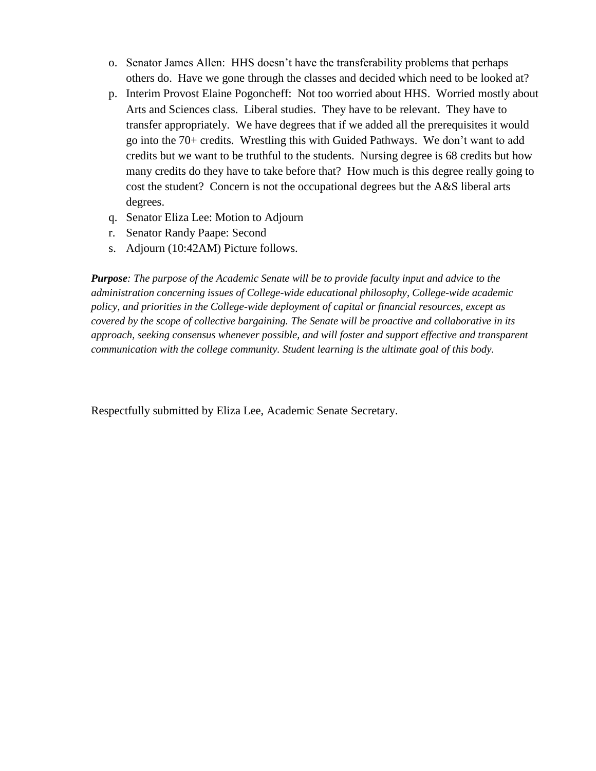o. Senator James Allen: HHS doesn't have the transferability problems that perhaps others do. Have we gone through the classes and decided which need to be looked at?
p. Interim Provost Elaine Pogoncheff: Not too worried about HHS. Worried mostly about Arts and Sciences class. Liberal studies. They have to be relevant. They have to transfer appropriately. We have degrees that if we added all the prerequisites it would go into the 70+ credits. Wrestling this with Guided Pathways. We don't want to add credits but we want to be truthful to the students. Nursing degree is 68 credits but how many credits do they have to take before that? How much is this degree really going to cost the student? Concern is not the occupational degrees but the A&S liberal arts degrees.
q. Senator Eliza Lee: Motion to Adjourn
r. Senator Randy Paape: Second
s. Adjourn (10:42AM) Picture follows.

***Purpose****: The purpose of the Academic Senate will be to provide faculty input and advice to the administration concerning issues of College-wide educational philosophy, College-wide academic policy, and priorities in the College-wide deployment of capital or financial resources, except as covered by the scope of collective bargaining. The Senate will be proactive and collaborative in its approach, seeking consensus whenever possible, and will foster and support effective and transparent communication with the college community. Student learning is the ultimate goal of this body.*

Respectfully submitted by Eliza Lee, Academic Senate Secretary.